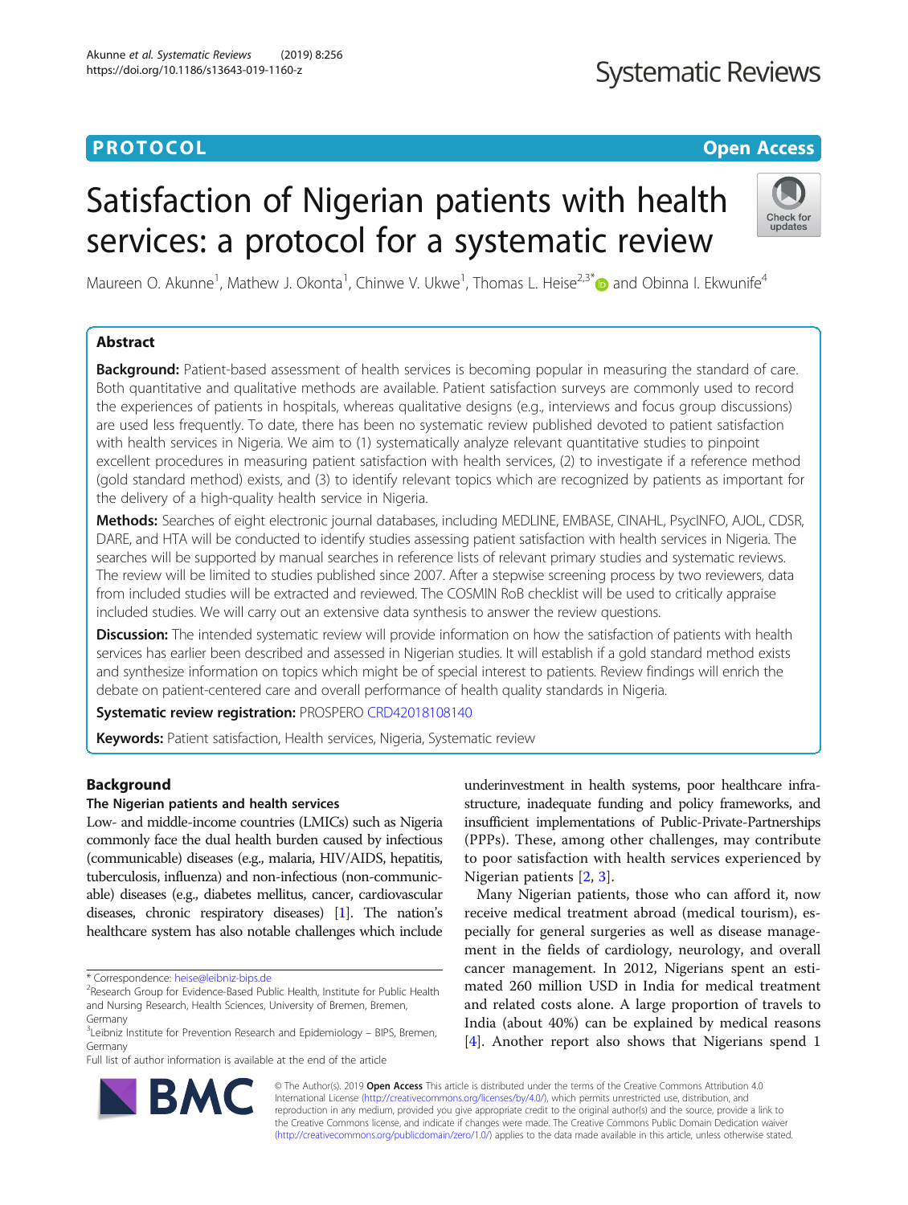PROTOCOL

Open Access

# Satisfaction of Nigerian patients with health services: a protocol for a systematic review

Maureen O. Akunne[1], Mathew J. Okonta[1], Chinwe V. Ukwe[1], Thomas L. Heise[2,3*] and Obinna I. Ekwunife[4]

## Abstract

**Background:** Patient-based assessment of health services is becoming popular in measuring the standard of care. Both quantitative and qualitative methods are available. Patient satisfaction surveys are commonly used to record the experiences of patients in hospitals, whereas qualitative designs (e.g., interviews and focus group discussions) are used less frequently. To date, there has been no systematic review published devoted to patient satisfaction with health services in Nigeria. We aim to (1) systematically analyze relevant quantitative studies to pinpoint excellent procedures in measuring patient satisfaction with health services, (2) to investigate if a reference method (gold standard method) exists, and (3) to identify relevant topics which are recognized by patients as important for the delivery of a high-quality health service in Nigeria.

**Methods:** Searches of eight electronic journal databases, including MEDLINE, EMBASE, CINAHL, PsycINFO, AJOL, CDSR, DARE, and HTA will be conducted to identify studies assessing patient satisfaction with health services in Nigeria. The searches will be supported by manual searches in reference lists of relevant primary studies and systematic reviews. The review will be limited to studies published since 2007. After a stepwise screening process by two reviewers, data from included studies will be extracted and reviewed. The COSMIN RoB checklist will be used to critically appraise included studies. We will carry out an extensive data synthesis to answer the review questions.

**Discussion:** The intended systematic review will provide information on how the satisfaction of patients with health services has earlier been described and assessed in Nigerian studies. It will establish if a gold standard method exists and synthesize information on topics which might be of special interest to patients. Review findings will enrich the debate on patient-centered care and overall performance of health quality standards in Nigeria.

**Systematic review registration:** PROSPERO CRD42018108140

**Keywords:** Patient satisfaction, Health services, Nigeria, Systematic review

## Background

### The Nigerian patients and health services

Low- and middle-income countries (LMICs) such as Nigeria commonly face the dual health burden caused by infectious (communicable) diseases (e.g., malaria, HIV/AIDS, hepatitis, tuberculosis, influenza) and non-infectious (non-communicable) diseases (e.g., diabetes mellitus, cancer, cardiovascular diseases, chronic respiratory diseases) [1]. The nation's healthcare system has also notable challenges which include underinvestment in health systems, poor healthcare infrastructure, inadequate funding and policy frameworks, and insufficient implementations of Public-Private-Partnerships (PPPs). These, among other challenges, may contribute to poor satisfaction with health services experienced by Nigerian patients [2, 3].

Many Nigerian patients, those who can afford it, now receive medical treatment abroad (medical tourism), especially for general surgeries as well as disease management in the fields of cardiology, neurology, and overall cancer management. In 2012, Nigerians spent an estimated 260 million USD in India for medical treatment and related costs alone. A large proportion of travels to India (about 40%) can be explained by medical reasons [4]. Another report also shows that Nigerians spend 1

\* Correspondence: heise@leibniz-bips.de
[2]Research Group for Evidence-Based Public Health, Institute for Public Health and Nursing Research, Health Sciences, University of Bremen, Bremen, Germany
[3]Leibniz Institute for Prevention Research and Epidemiology – BIPS, Bremen, Germany
Full list of author information is available at the end of the article

© The Author(s). 2019 **Open Access** This article is distributed under the terms of the Creative Commons Attribution 4.0 International License (http://creativecommons.org/licenses/by/4.0/), which permits unrestricted use, distribution, and reproduction in any medium, provided you give appropriate credit to the original author(s) and the source, provide a link to the Creative Commons license, and indicate if changes were made. The Creative Commons Public Domain Dedication waiver (http://creativecommons.org/publicdomain/zero/1.0/) applies to the data made available in this article, unless otherwise stated.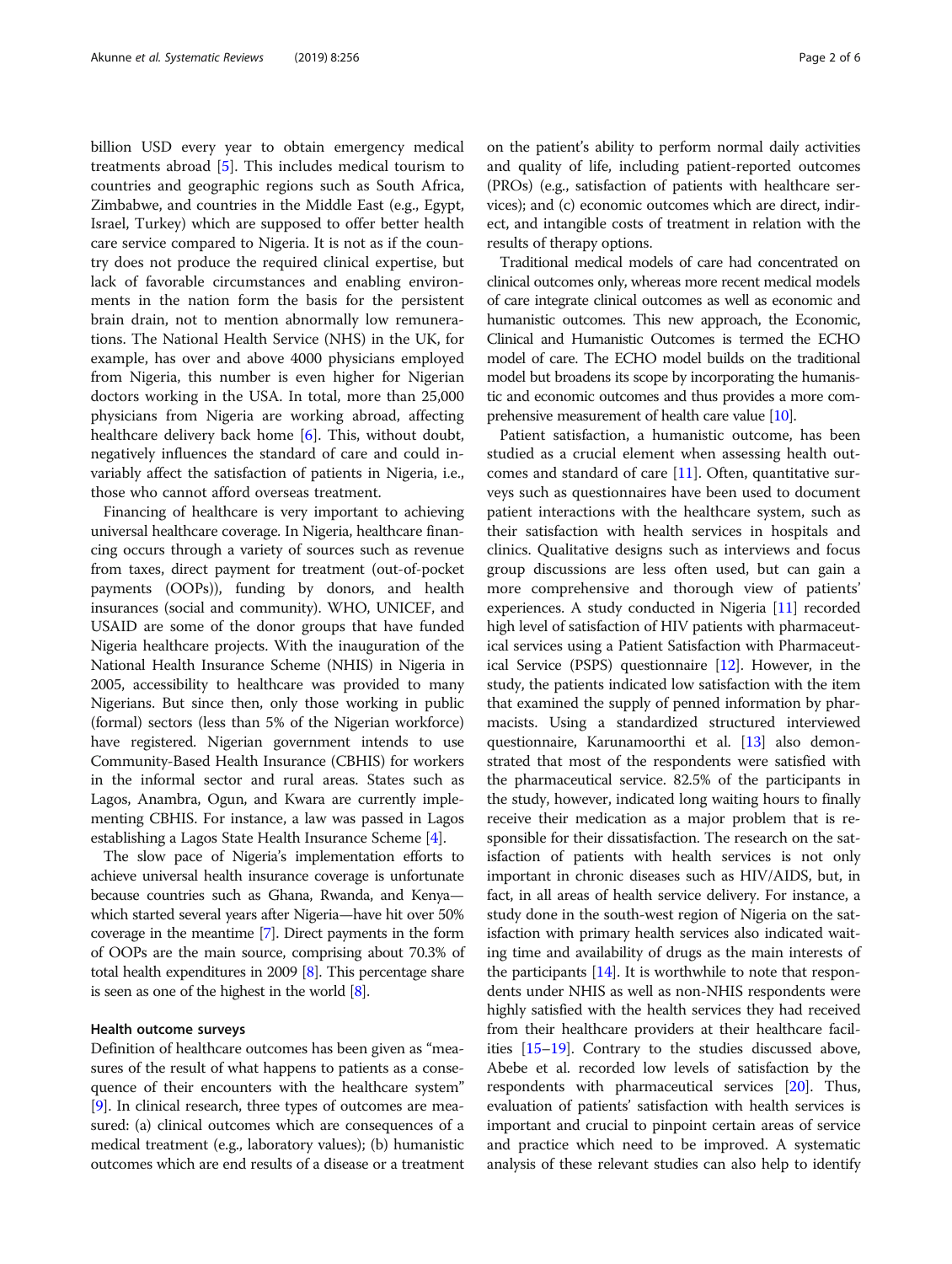billion USD every year to obtain emergency medical treatments abroad [5]. This includes medical tourism to countries and geographic regions such as South Africa, Zimbabwe, and countries in the Middle East (e.g., Egypt, Israel, Turkey) which are supposed to offer better health care service compared to Nigeria. It is not as if the country does not produce the required clinical expertise, but lack of favorable circumstances and enabling environments in the nation form the basis for the persistent brain drain, not to mention abnormally low remunerations. The National Health Service (NHS) in the UK, for example, has over and above 4000 physicians employed from Nigeria, this number is even higher for Nigerian doctors working in the USA. In total, more than 25,000 physicians from Nigeria are working abroad, affecting healthcare delivery back home [6]. This, without doubt, negatively influences the standard of care and could invariably affect the satisfaction of patients in Nigeria, i.e., those who cannot afford overseas treatment.

Financing of healthcare is very important to achieving universal healthcare coverage. In Nigeria, healthcare financing occurs through a variety of sources such as revenue from taxes, direct payment for treatment (out-of-pocket payments (OOPs)), funding by donors, and health insurances (social and community). WHO, UNICEF, and USAID are some of the donor groups that have funded Nigeria healthcare projects. With the inauguration of the National Health Insurance Scheme (NHIS) in Nigeria in 2005, accessibility to healthcare was provided to many Nigerians. But since then, only those working in public (formal) sectors (less than 5% of the Nigerian workforce) have registered. Nigerian government intends to use Community-Based Health Insurance (CBHIS) for workers in the informal sector and rural areas. States such as Lagos, Anambra, Ogun, and Kwara are currently implementing CBHIS. For instance, a law was passed in Lagos establishing a Lagos State Health Insurance Scheme [4].

The slow pace of Nigeria's implementation efforts to achieve universal health insurance coverage is unfortunate because countries such as Ghana, Rwanda, and Kenya—which started several years after Nigeria—have hit over 50% coverage in the meantime [7]. Direct payments in the form of OOPs are the main source, comprising about 70.3% of total health expenditures in 2009 [8]. This percentage share is seen as one of the highest in the world [8].

### Health outcome surveys

Definition of healthcare outcomes has been given as "measures of the result of what happens to patients as a consequence of their encounters with the healthcare system" [9]. In clinical research, three types of outcomes are measured: (a) clinical outcomes which are consequences of a medical treatment (e.g., laboratory values); (b) humanistic outcomes which are end results of a disease or a treatment on the patient's ability to perform normal daily activities and quality of life, including patient-reported outcomes (PROs) (e.g., satisfaction of patients with healthcare services); and (c) economic outcomes which are direct, indirect, and intangible costs of treatment in relation with the results of therapy options.

Traditional medical models of care had concentrated on clinical outcomes only, whereas more recent medical models of care integrate clinical outcomes as well as economic and humanistic outcomes. This new approach, the Economic, Clinical and Humanistic Outcomes is termed the ECHO model of care. The ECHO model builds on the traditional model but broadens its scope by incorporating the humanistic and economic outcomes and thus provides a more comprehensive measurement of health care value [10].

Patient satisfaction, a humanistic outcome, has been studied as a crucial element when assessing health outcomes and standard of care [11]. Often, quantitative surveys such as questionnaires have been used to document patient interactions with the healthcare system, such as their satisfaction with health services in hospitals and clinics. Qualitative designs such as interviews and focus group discussions are less often used, but can gain a more comprehensive and thorough view of patients' experiences. A study conducted in Nigeria [11] recorded high level of satisfaction of HIV patients with pharmaceutical services using a Patient Satisfaction with Pharmaceutical Service (PSPS) questionnaire [12]. However, in the study, the patients indicated low satisfaction with the item that examined the supply of penned information by pharmacists. Using a standardized structured interviewed questionnaire, Karunamoorthi et al. [13] also demonstrated that most of the respondents were satisfied with the pharmaceutical service. 82.5% of the participants in the study, however, indicated long waiting hours to finally receive their medication as a major problem that is responsible for their dissatisfaction. The research on the satisfaction of patients with health services is not only important in chronic diseases such as HIV/AIDS, but, in fact, in all areas of health service delivery. For instance, a study done in the south-west region of Nigeria on the satisfaction with primary health services also indicated waiting time and availability of drugs as the main interests of the participants [14]. It is worthwhile to note that respondents under NHIS as well as non-NHIS respondents were highly satisfied with the health services they had received from their healthcare providers at their healthcare facilities [15–19]. Contrary to the studies discussed above, Abebe et al. recorded low levels of satisfaction by the respondents with pharmaceutical services [20]. Thus, evaluation of patients' satisfaction with health services is important and crucial to pinpoint certain areas of service and practice which need to be improved. A systematic analysis of these relevant studies can also help to identify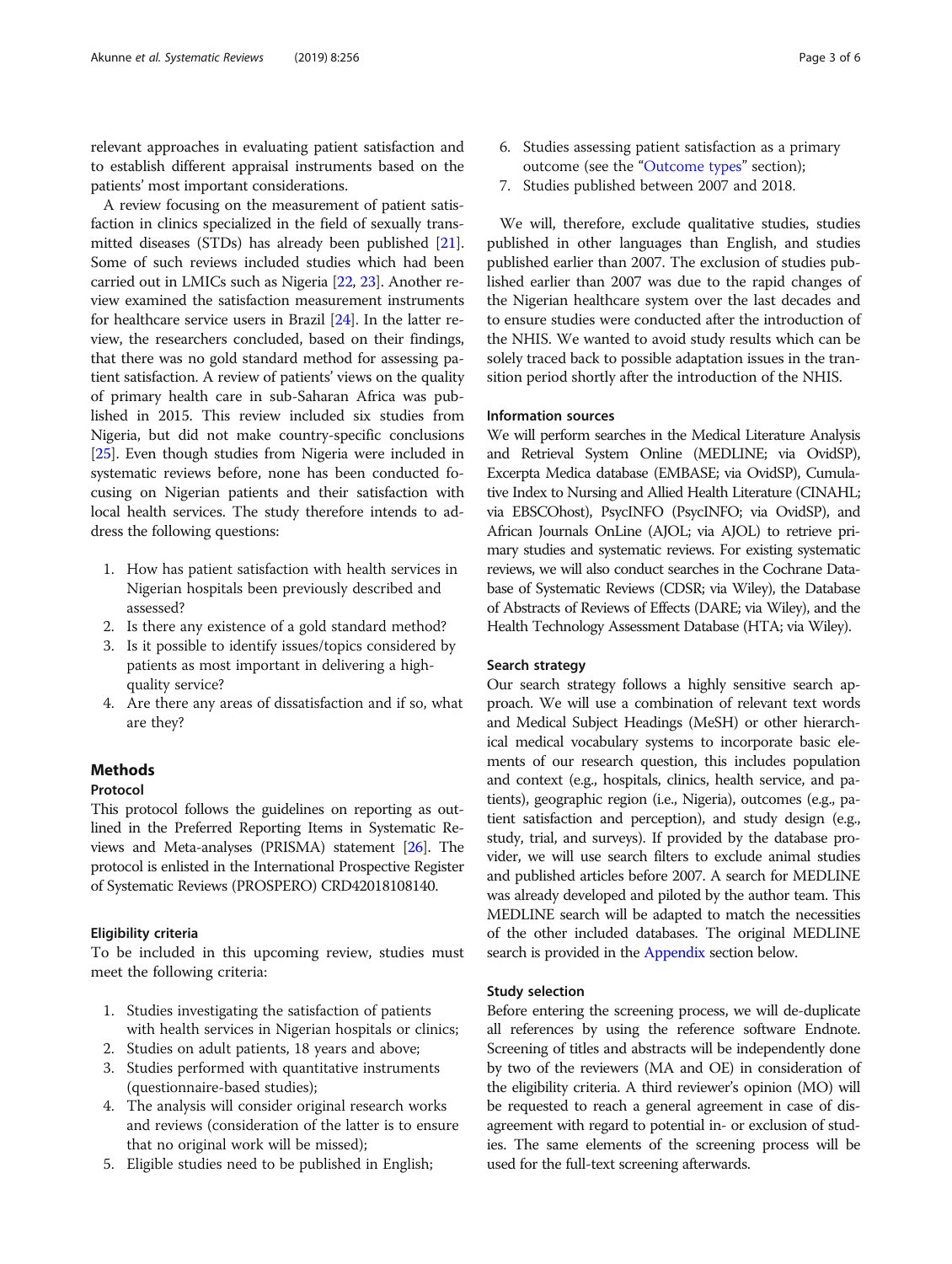relevant approaches in evaluating patient satisfaction and to establish different appraisal instruments based on the patients' most important considerations.

A review focusing on the measurement of patient satisfaction in clinics specialized in the field of sexually transmitted diseases (STDs) has already been published [21]. Some of such reviews included studies which had been carried out in LMICs such as Nigeria [22, 23]. Another review examined the satisfaction measurement instruments for healthcare service users in Brazil [24]. In the latter review, the researchers concluded, based on their findings, that there was no gold standard method for assessing patient satisfaction. A review of patients' views on the quality of primary health care in sub-Saharan Africa was published in 2015. This review included six studies from Nigeria, but did not make country-specific conclusions [25]. Even though studies from Nigeria were included in systematic reviews before, none has been conducted focusing on Nigerian patients and their satisfaction with local health services. The study therefore intends to address the following questions:

1. How has patient satisfaction with health services in Nigerian hospitals been previously described and assessed?
2. Is there any existence of a gold standard method?
3. Is it possible to identify issues/topics considered by patients as most important in delivering a high-quality service?
4. Are there any areas of dissatisfaction and if so, what are they?

## Methods

### Protocol

This protocol follows the guidelines on reporting as outlined in the Preferred Reporting Items in Systematic Reviews and Meta-analyses (PRISMA) statement [26]. The protocol is enlisted in the International Prospective Register of Systematic Reviews (PROSPERO) CRD42018108140.

### Eligibility criteria

To be included in this upcoming review, studies must meet the following criteria:

1. Studies investigating the satisfaction of patients with health services in Nigerian hospitals or clinics;
2. Studies on adult patients, 18 years and above;
3. Studies performed with quantitative instruments (questionnaire-based studies);
4. The analysis will consider original research works and reviews (consideration of the latter is to ensure that no original work will be missed);
5. Eligible studies need to be published in English;
6. Studies assessing patient satisfaction as a primary outcome (see the "Outcome types" section);
7. Studies published between 2007 and 2018.

We will, therefore, exclude qualitative studies, studies published in other languages than English, and studies published earlier than 2007. The exclusion of studies published earlier than 2007 was due to the rapid changes of the Nigerian healthcare system over the last decades and to ensure studies were conducted after the introduction of the NHIS. We wanted to avoid study results which can be solely traced back to possible adaptation issues in the transition period shortly after the introduction of the NHIS.

### Information sources

We will perform searches in the Medical Literature Analysis and Retrieval System Online (MEDLINE; via OvidSP), Excerpta Medica database (EMBASE; via OvidSP), Cumulative Index to Nursing and Allied Health Literature (CINAHL; via EBSCOhost), PsycINFO (PsycINFO; via OvidSP), and African Journals OnLine (AJOL; via AJOL) to retrieve primary studies and systematic reviews. For existing systematic reviews, we will also conduct searches in the Cochrane Database of Systematic Reviews (CDSR; via Wiley), the Database of Abstracts of Reviews of Effects (DARE; via Wiley), and the Health Technology Assessment Database (HTA; via Wiley).

### Search strategy

Our search strategy follows a highly sensitive search approach. We will use a combination of relevant text words and Medical Subject Headings (MeSH) or other hierarchical medical vocabulary systems to incorporate basic elements of our research question, this includes population and context (e.g., hospitals, clinics, health service, and patients), geographic region (i.e., Nigeria), outcomes (e.g., patient satisfaction and perception), and study design (e.g., study, trial, and surveys). If provided by the database provider, we will use search filters to exclude animal studies and published articles before 2007. A search for MEDLINE was already developed and piloted by the author team. This MEDLINE search will be adapted to match the necessities of the other included databases. The original MEDLINE search is provided in the Appendix section below.

### Study selection

Before entering the screening process, we will de-duplicate all references by using the reference software Endnote. Screening of titles and abstracts will be independently done by two of the reviewers (MA and OE) in consideration of the eligibility criteria. A third reviewer's opinion (MO) will be requested to reach a general agreement in case of disagreement with regard to potential in- or exclusion of studies. The same elements of the screening process will be used for the full-text screening afterwards.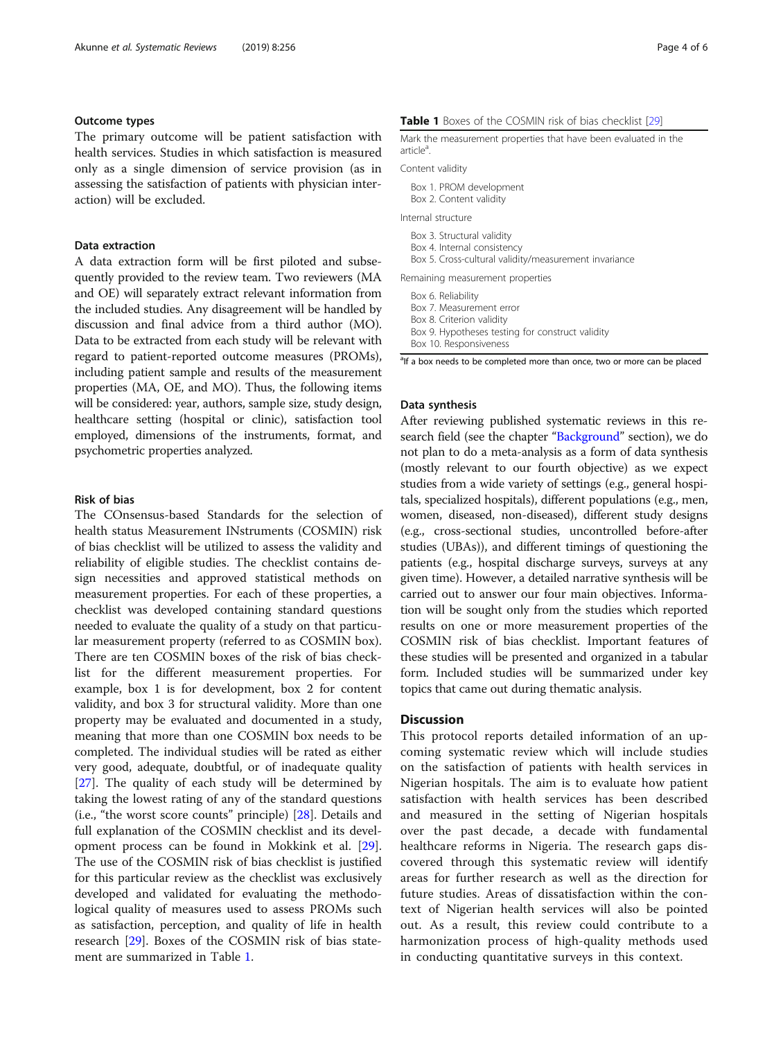### Outcome types

The primary outcome will be patient satisfaction with health services. Studies in which satisfaction is measured only as a single dimension of service provision (as in assessing the satisfaction of patients with physician interaction) will be excluded.

### Data extraction

A data extraction form will be first piloted and subsequently provided to the review team. Two reviewers (MA and OE) will separately extract relevant information from the included studies. Any disagreement will be handled by discussion and final advice from a third author (MO). Data to be extracted from each study will be relevant with regard to patient-reported outcome measures (PROMs), including patient sample and results of the measurement properties (MA, OE, and MO). Thus, the following items will be considered: year, authors, sample size, study design, healthcare setting (hospital or clinic), satisfaction tool employed, dimensions of the instruments, format, and psychometric properties analyzed.

### Risk of bias

The COnsensus-based Standards for the selection of health status Measurement INstruments (COSMIN) risk of bias checklist will be utilized to assess the validity and reliability of eligible studies. The checklist contains design necessities and approved statistical methods on measurement properties. For each of these properties, a checklist was developed containing standard questions needed to evaluate the quality of a study on that particular measurement property (referred to as COSMIN box). There are ten COSMIN boxes of the risk of bias checklist for the different measurement properties. For example, box 1 is for development, box 2 for content validity, and box 3 for structural validity. More than one property may be evaluated and documented in a study, meaning that more than one COSMIN box needs to be completed. The individual studies will be rated as either very good, adequate, doubtful, or of inadequate quality [27]. The quality of each study will be determined by taking the lowest rating of any of the standard questions (i.e., "the worst score counts" principle) [28]. Details and full explanation of the COSMIN checklist and its development process can be found in Mokkink et al. [29]. The use of the COSMIN risk of bias checklist is justified for this particular review as the checklist was exclusively developed and validated for evaluating the methodological quality of measures used to assess PROMs such as satisfaction, perception, and quality of life in health research [29]. Boxes of the COSMIN risk of bias statement are summarized in Table 1.

**Table 1** Boxes of the COSMIN risk of bias checklist [29]

| Mark the measurement properties that have been evaluated in the article[a]. |
|---|
| Content validity |
| Box 1. PROM development |
| Box 2. Content validity |
| Internal structure |
| Box 3. Structural validity |
| Box 4. Internal consistency |
| Box 5. Cross-cultural validity/measurement invariance |
| Remaining measurement properties |
| Box 6. Reliability |
| Box 7. Measurement error |
| Box 8. Criterion validity |
| Box 9. Hypotheses testing for construct validity |
| Box 10. Responsiveness |

[a]If a box needs to be completed more than once, two or more can be placed

### Data synthesis

After reviewing published systematic reviews in this research field (see the chapter "Background" section), we do not plan to do a meta-analysis as a form of data synthesis (mostly relevant to our fourth objective) as we expect studies from a wide variety of settings (e.g., general hospitals, specialized hospitals), different populations (e.g., men, women, diseased, non-diseased), different study designs (e.g., cross-sectional studies, uncontrolled before-after studies (UBAs)), and different timings of questioning the patients (e.g., hospital discharge surveys, surveys at any given time). However, a detailed narrative synthesis will be carried out to answer our four main objectives. Information will be sought only from the studies which reported results on one or more measurement properties of the COSMIN risk of bias checklist. Important features of these studies will be presented and organized in a tabular form. Included studies will be summarized under key topics that came out during thematic analysis.

## Discussion

This protocol reports detailed information of an upcoming systematic review which will include studies on the satisfaction of patients with health services in Nigerian hospitals. The aim is to evaluate how patient satisfaction with health services has been described and measured in the setting of Nigerian hospitals over the past decade, a decade with fundamental healthcare reforms in Nigeria. The research gaps discovered through this systematic review will identify areas for further research as well as the direction for future studies. Areas of dissatisfaction within the context of Nigerian health services will also be pointed out. As a result, this review could contribute to a harmonization process of high-quality methods used in conducting quantitative surveys in this context.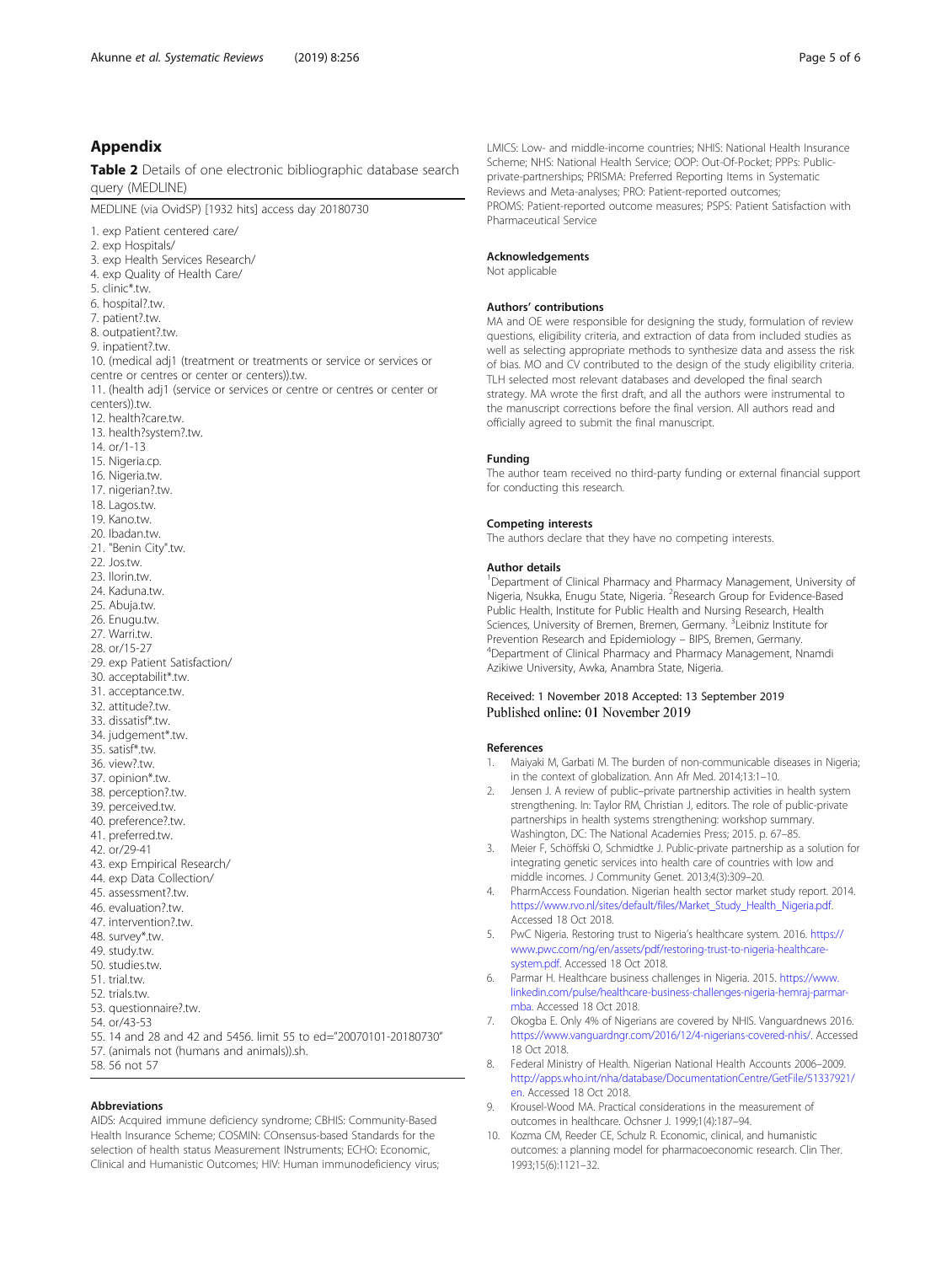## Appendix

**Table 2** Details of one electronic bibliographic database search query (MEDLINE)

MEDLINE (via OvidSP) [1932 hits] access day 20180730

1. exp Patient centered care/
2. exp Hospitals/
3. exp Health Services Research/
4. exp Quality of Health Care/
5. clinic*.tw.
6. hospital?.tw.
7. patient?.tw.
8. outpatient?.tw.
9. inpatient?.tw.
10. (medical adj1 (treatment or treatments or service or services or centre or centres or center or centers)).tw.
11. (health adj1 (service or services or centre or centres or center or centers)).tw.
12. health?care.tw.
13. health?system?.tw.
14. or/1-13
15. Nigeria.cp.
16. Nigeria.tw.
17. nigerian?.tw.
18. Lagos.tw.
19. Kano.tw.
20. Ibadan.tw.
21. "Benin City".tw.
22. Jos.tw.
23. Ilorin.tw.
24. Kaduna.tw.
25. Abuja.tw.
26. Enugu.tw.
27. Warri.tw.
28. or/15-27
29. exp Patient Satisfaction/
30. acceptabilit*.tw.
31. acceptance.tw.
32. attitude?.tw.
33. dissatisf*.tw.
34. judgement*.tw.
35. satisf*.tw.
36. view?.tw.
37. opinion*.tw.
38. perception?.tw.
39. perceived.tw.
40. preference?.tw.
41. preferred.tw.
42. or/29-41
43. exp Empirical Research/
44. exp Data Collection/
45. assessment?.tw.
46. evaluation?.tw.
47. intervention?.tw.
48. survey*.tw.
49. study.tw.
50. studies.tw.
51. trial.tw.
52. trials.tw.
53. questionnaire?.tw.
54. or/43-53
55. 14 and 28 and 42 and 5456. limit 55 to ed="20070101-20180730"
57. (animals not (humans and animals)).sh.
58. 56 not 57

### Abbreviations

AIDS: Acquired immune deficiency syndrome; CBHIS: Community-Based Health Insurance Scheme; COSMIN: COnsensus-based Standards for the selection of health status Measurement INstruments; ECHO: Economic, Clinical and Humanistic Outcomes; HIV: Human immunodeficiency virus; LMICS: Low- and middle-income countries; NHIS: National Health Insurance Scheme; NHS: National Health Service; OOP: Out-Of-Pocket; PPPs: Public-private-partnerships; PRISMA: Preferred Reporting Items in Systematic Reviews and Meta-analyses; PRO: Patient-reported outcomes; PROMS: Patient-reported outcome measures; PSPS: Patient Satisfaction with Pharmaceutical Service

### Acknowledgements

Not applicable

### Authors' contributions

MA and OE were responsible for designing the study, formulation of review questions, eligibility criteria, and extraction of data from included studies as well as selecting appropriate methods to synthesize data and assess the risk of bias. MO and CV contributed to the design of the study eligibility criteria. TLH selected most relevant databases and developed the final search strategy. MA wrote the first draft, and all the authors were instrumental to the manuscript corrections before the final version. All authors read and officially agreed to submit the final manuscript.

### Funding

The author team received no third-party funding or external financial support for conducting this research.

### Competing interests

The authors declare that they have no competing interests.

### Author details

[1]Department of Clinical Pharmacy and Pharmacy Management, University of Nigeria, Nsukka, Enugu State, Nigeria. [2]Research Group for Evidence-Based Public Health, Institute for Public Health and Nursing Research, Health Sciences, University of Bremen, Bremen, Germany. [3]Leibniz Institute for Prevention Research and Epidemiology – BIPS, Bremen, Germany. [4]Department of Clinical Pharmacy and Pharmacy Management, Nnamdi Azikiwe University, Awka, Anambra State, Nigeria.

Received: 1 November 2018 Accepted: 13 September 2019
Published online: 01 November 2019

### References

1. Maiyaki M, Garbati M. The burden of non-communicable diseases in Nigeria; in the context of globalization. Ann Afr Med. 2014;13:1–10.
2. Jensen J. A review of public–private partnership activities in health system strengthening. In: Taylor RM, Christian J, editors. The role of public-private partnerships in health systems strengthening: workshop summary. Washington, DC: The National Academies Press; 2015. p. 67–85.
3. Meier F, Schöffski O, Schmidtke J. Public-private partnership as a solution for integrating genetic services into health care of countries with low and middle incomes. J Community Genet. 2013;4(3):309–20.
4. PharmAccess Foundation. Nigerian health sector market study report. 2014. https://www.rvo.nl/sites/default/files/Market_Study_Health_Nigeria.pdf. Accessed 18 Oct 2018.
5. PwC Nigeria. Restoring trust to Nigeria's healthcare system. 2016. https://www.pwc.com/ng/en/assets/pdf/restoring-trust-to-nigeria-healthcare-system.pdf. Accessed 18 Oct 2018.
6. Parmar H. Healthcare business challenges in Nigeria. 2015. https://www.linkedin.com/pulse/healthcare-business-challenges-nigeria-hemraj-parmar-mba. Accessed 18 Oct 2018.
7. Okogba E. Only 4% of Nigerians are covered by NHIS. Vanguardnews 2016. https://www.vanguardngr.com/2016/12/4-nigerians-covered-nhis/. Accessed 18 Oct 2018.
8. Federal Ministry of Health. Nigerian National Health Accounts 2006–2009. http://apps.who.int/nha/database/DocumentationCentre/GetFile/51337921/en. Accessed 18 Oct 2018.
9. Krousel-Wood MA. Practical considerations in the measurement of outcomes in healthcare. Ochsner J. 1999;1(4):187–94.
10. Kozma CM, Reeder CE, Schulz R. Economic, clinical, and humanistic outcomes: a planning model for pharmacoeconomic research. Clin Ther. 1993;15(6):1121–32.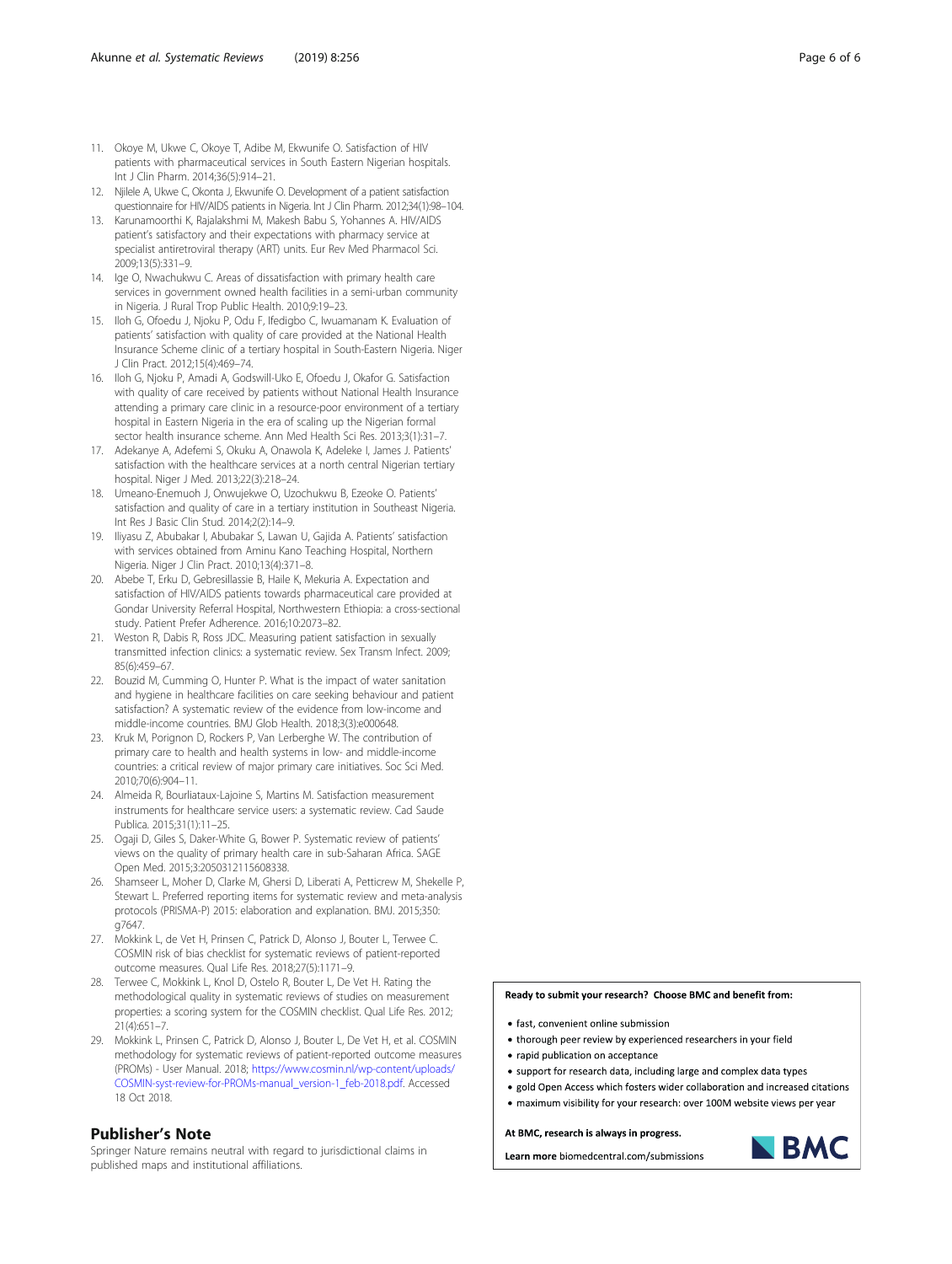11. Okoye M, Ukwe C, Okoye T, Adibe M, Ekwunife O. Satisfaction of HIV patients with pharmaceutical services in South Eastern Nigerian hospitals. Int J Clin Pharm. 2014;36(5):914–21.
12. Njilele A, Ukwe C, Okonta J, Ekwunife O. Development of a patient satisfaction questionnaire for HIV/AIDS patients in Nigeria. Int J Clin Pharm. 2012;34(1):98–104.
13. Karunamoorthi K, Rajalakshmi M, Makesh Babu S, Yohannes A. HIV/AIDS patient's satisfactory and their expectations with pharmacy service at specialist antiretroviral therapy (ART) units. Eur Rev Med Pharmacol Sci. 2009;13(5):331–9.
14. Ige O, Nwachukwu C. Areas of dissatisfaction with primary health care services in government owned health facilities in a semi-urban community in Nigeria. J Rural Trop Public Health. 2010;9:19–23.
15. Iloh G, Ofoedu J, Njoku P, Odu F, Ifedigbo C, Iwuamanam K. Evaluation of patients' satisfaction with quality of care provided at the National Health Insurance Scheme clinic of a tertiary hospital in South-Eastern Nigeria. Niger J Clin Pract. 2012;15(4):469–74.
16. Iloh G, Njoku P, Amadi A, Godswill-Uko E, Ofoedu J, Okafor G. Satisfaction with quality of care received by patients without National Health Insurance attending a primary care clinic in a resource-poor environment of a tertiary hospital in Eastern Nigeria in the era of scaling up the Nigerian formal sector health insurance scheme. Ann Med Health Sci Res. 2013;3(1):31–7.
17. Adekanye A, Adefemi S, Okuku A, Onawola K, Adeleke I, James J. Patients' satisfaction with the healthcare services at a north central Nigerian tertiary hospital. Niger J Med. 2013;22(3):218–24.
18. Umeano-Enemuoh J, Onwujekwe O, Uzochukwu B, Ezeoke O. Patients' satisfaction and quality of care in a tertiary institution in Southeast Nigeria. Int Res J Basic Clin Stud. 2014;2(2):14–9.
19. Iliyasu Z, Abubakar I, Abubakar S, Lawan U, Gajida A. Patients' satisfaction with services obtained from Aminu Kano Teaching Hospital, Northern Nigeria. Niger J Clin Pract. 2010;13(4):371–8.
20. Abebe T, Erku D, Gebresillassie B, Haile K, Mekuria A. Expectation and satisfaction of HIV/AIDS patients towards pharmaceutical care provided at Gondar University Referral Hospital, Northwestern Ethiopia: a cross-sectional study. Patient Prefer Adherence. 2016;10:2073–82.
21. Weston R, Dabis R, Ross JDC. Measuring patient satisfaction in sexually transmitted infection clinics: a systematic review. Sex Transm Infect. 2009; 85(6):459–67.
22. Bouzid M, Cumming O, Hunter P. What is the impact of water sanitation and hygiene in healthcare facilities on care seeking behaviour and patient satisfaction? A systematic review of the evidence from low-income and middle-income countries. BMJ Glob Health. 2018;3(3):e000648.
23. Kruk M, Porignon D, Rockers P, Van Lerberghe W. The contribution of primary care to health and health systems in low- and middle-income countries: a critical review of major primary care initiatives. Soc Sci Med. 2010;70(6):904–11.
24. Almeida R, Bourliataux-Lajoine S, Martins M. Satisfaction measurement instruments for healthcare service users: a systematic review. Cad Saude Publica. 2015;31(1):11–25.
25. Ogaji D, Giles S, Daker-White G, Bower P. Systematic review of patients' views on the quality of primary health care in sub-Saharan Africa. SAGE Open Med. 2015;3:2050312115608338.
26. Shamseer L, Moher D, Clarke M, Ghersi D, Liberati A, Petticrew M, Shekelle P, Stewart L. Preferred reporting items for systematic review and meta-analysis protocols (PRISMA-P) 2015: elaboration and explanation. BMJ. 2015;350: g7647.
27. Mokkink L, de Vet H, Prinsen C, Patrick D, Alonso J, Bouter L, Terwee C. COSMIN risk of bias checklist for systematic reviews of patient-reported outcome measures. Qual Life Res. 2018;27(5):1171–9.
28. Terwee C, Mokkink L, Knol D, Ostelo R, Bouter L, De Vet H. Rating the methodological quality in systematic reviews of studies on measurement properties: a scoring system for the COSMIN checklist. Qual Life Res. 2012; 21(4):651–7.
29. Mokkink L, Prinsen C, Patrick D, Alonso J, Bouter L, De Vet H, et al. COSMIN methodology for systematic reviews of patient-reported outcome measures (PROMs) - User Manual. 2018; https://www.cosmin.nl/wp-content/uploads/COSMIN-syst-review-for-PROMs-manual_version-1_feb-2018.pdf. Accessed 18 Oct 2018.

## Publisher's Note

Springer Nature remains neutral with regard to jurisdictional claims in published maps and institutional affiliations.

**Ready to submit your research? Choose BMC and benefit from:**

- fast, convenient online submission
- thorough peer review by experienced researchers in your field
- rapid publication on acceptance
- support for research data, including large and complex data types
- gold Open Access which fosters wider collaboration and increased citations
- maximum visibility for your research: over 100M website views per year

**At BMC, research is always in progress.**

**Learn more** biomedcentral.com/submissions